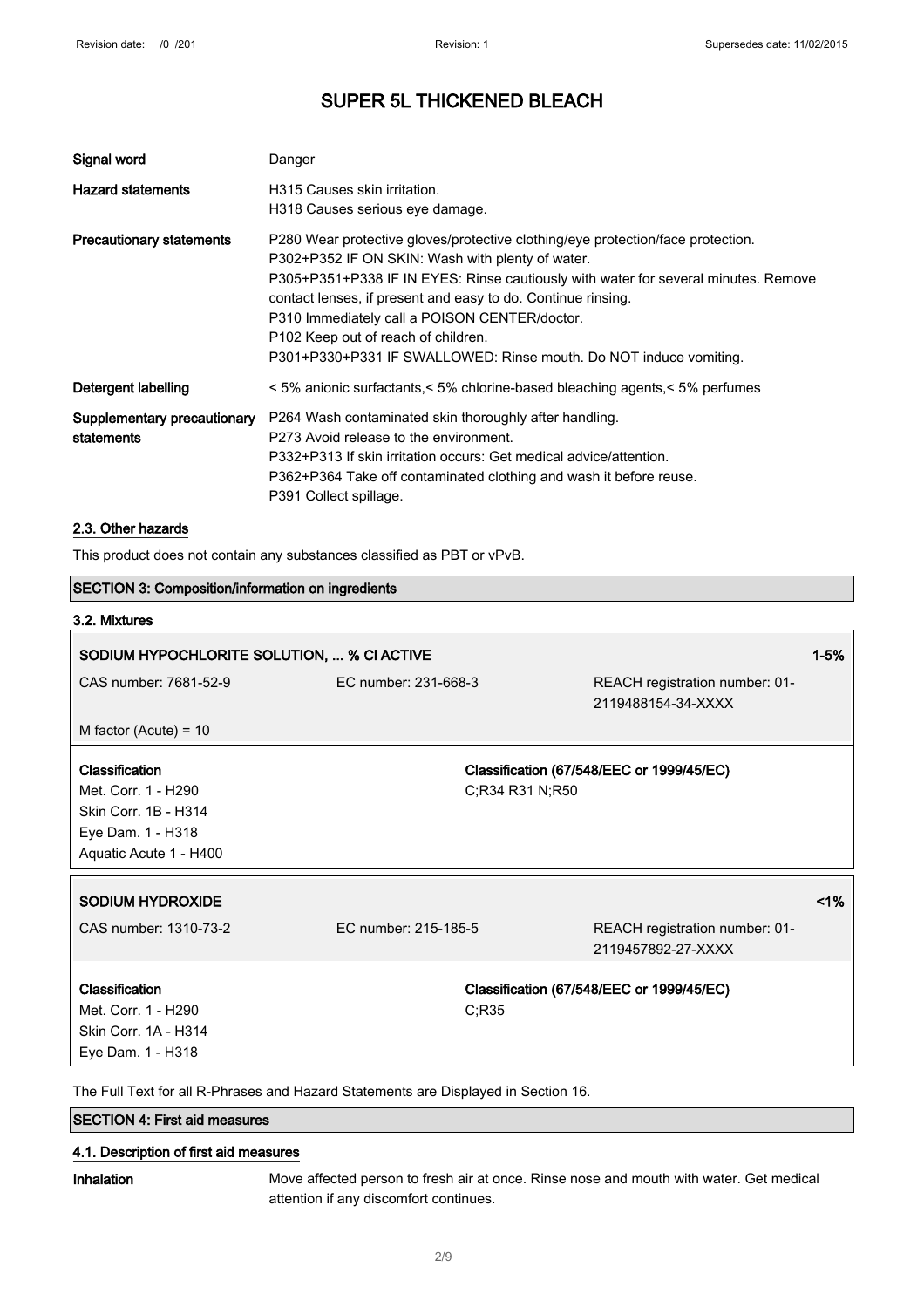# SUPER 5L THICKENED BLEACH

| | |
|---|---|
| **Signal word** | Danger |
| **Hazard statements** | H315 Causes skin irritation.<br>H318 Causes serious eye damage. |
| **Precautionary statements** | P280 Wear protective gloves/protective clothing/eye protection/face protection.<br>P302+P352 IF ON SKIN: Wash with plenty of water.<br>P305+P351+P338 IF IN EYES: Rinse cautiously with water for several minutes. Remove contact lenses, if present and easy to do. Continue rinsing.<br>P310 Immediately call a POISON CENTER/doctor.<br>P102 Keep out of reach of children.<br>P301+P330+P331 IF SWALLOWED: Rinse mouth. Do NOT induce vomiting. |
| **Detergent labelling** | < 5% anionic surfactants,< 5% chlorine-based bleaching agents,< 5% perfumes |
| **Supplementary precautionary statements** | P264 Wash contaminated skin thoroughly after handling.<br>P273 Avoid release to the environment.<br>P332+P313 If skin irritation occurs: Get medical advice/attention.<br>P362+P364 Take off contaminated clothing and wash it before reuse.<br>P391 Collect spillage. |

## 2.3. Other hazards

This product does not contain any substances classified as PBT or vPvB.

## SECTION 3: Composition/information on ingredients

### 3.2. Mixtures

| **SODIUM HYPOCHLORITE SOLUTION, ... % Cl ACTIVE** | | **1-5%** |
|---|---|---|
| CAS number: 7681-52-9 | EC number: 231-668-3 | REACH registration number: 01-2119488154-34-XXXX |
| M factor (Acute) = 10 | | |
| **Classification**<br>Met. Corr. 1 - H290<br>Skin Corr. 1B - H314<br>Eye Dam. 1 - H318<br>Aquatic Acute 1 - H400 | **Classification (67/548/EEC or 1999/45/EC)**<br>C;R34 R31 N;R50 | |

| **SODIUM HYDROXIDE** | | **<1%** |
|---|---|---|
| CAS number: 1310-73-2 | EC number: 215-185-5 | REACH registration number: 01-2119457892-27-XXXX |
| **Classification**<br>Met. Corr. 1 - H290<br>Skin Corr. 1A - H314<br>Eye Dam. 1 - H318 | **Classification (67/548/EEC or 1999/45/EC)**<br>C;R35 | |

The Full Text for all R-Phrases and Hazard Statements are Displayed in Section 16.

## SECTION 4: First aid measures

### 4.1. Description of first aid measures

**Inhalation** Move affected person to fresh air at once. Rinse nose and mouth with water. Get medical attention if any discomfort continues.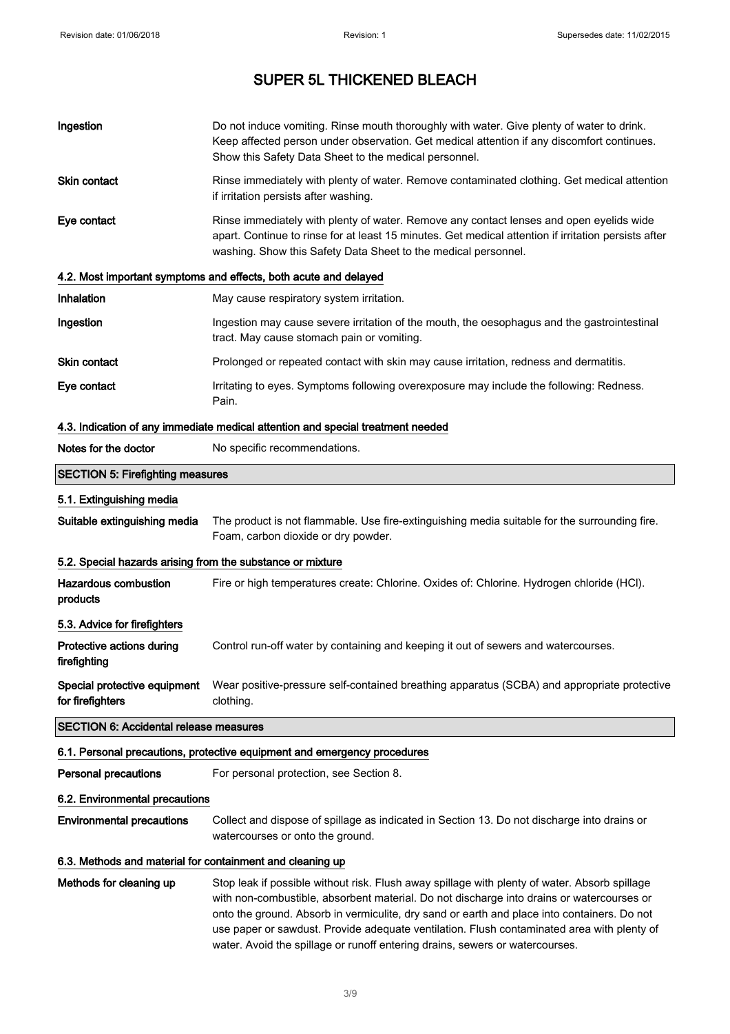# SUPER 5L THICKENED BLEACH

| | |
|---|---|
| **Ingestion** | Do not induce vomiting. Rinse mouth thoroughly with water. Give plenty of water to drink. Keep affected person under observation. Get medical attention if any discomfort continues. Show this Safety Data Sheet to the medical personnel. |
| **Skin contact** | Rinse immediately with plenty of water. Remove contaminated clothing. Get medical attention if irritation persists after washing. |
| **Eye contact** | Rinse immediately with plenty of water. Remove any contact lenses and open eyelids wide apart. Continue to rinse for at least 15 minutes. Get medical attention if irritation persists after washing. Show this Safety Data Sheet to the medical personnel. |

### 4.2. Most important symptoms and effects, both acute and delayed

| | |
|---|---|
| **Inhalation** | May cause respiratory system irritation. |
| **Ingestion** | Ingestion may cause severe irritation of the mouth, the oesophagus and the gastrointestinal tract. May cause stomach pain or vomiting. |
| **Skin contact** | Prolonged or repeated contact with skin may cause irritation, redness and dermatitis. |
| **Eye contact** | Irritating to eyes. Symptoms following overexposure may include the following: Redness. Pain. |

### 4.3. Indication of any immediate medical attention and special treatment needed

| | |
|---|---|
| **Notes for the doctor** | No specific recommendations. |

## SECTION 5: Firefighting measures

### 5.1. Extinguishing media

| | |
|---|---|
| **Suitable extinguishing media** | The product is not flammable. Use fire-extinguishing media suitable for the surrounding fire. Foam, carbon dioxide or dry powder. |

### 5.2. Special hazards arising from the substance or mixture

| | |
|---|---|
| **Hazardous combustion products** | Fire or high temperatures create: Chlorine. Oxides of: Chlorine. Hydrogen chloride (HCl). |

### 5.3. Advice for firefighters

| | |
|---|---|
| **Protective actions during firefighting** | Control run-off water by containing and keeping it out of sewers and watercourses. |
| **Special protective equipment for firefighters** | Wear positive-pressure self-contained breathing apparatus (SCBA) and appropriate protective clothing. |

## SECTION 6: Accidental release measures

### 6.1. Personal precautions, protective equipment and emergency procedures

| | |
|---|---|
| **Personal precautions** | For personal protection, see Section 8. |

### 6.2. Environmental precautions

| | |
|---|---|
| **Environmental precautions** | Collect and dispose of spillage as indicated in Section 13. Do not discharge into drains or watercourses or onto the ground. |

### 6.3. Methods and material for containment and cleaning up

| | |
|---|---|
| **Methods for cleaning up** | Stop leak if possible without risk. Flush away spillage with plenty of water. Absorb spillage with non-combustible, absorbent material. Do not discharge into drains or watercourses or onto the ground. Absorb in vermiculite, dry sand or earth and place into containers. Do not use paper or sawdust. Provide adequate ventilation. Flush contaminated area with plenty of water. Avoid the spillage or runoff entering drains, sewers or watercourses. |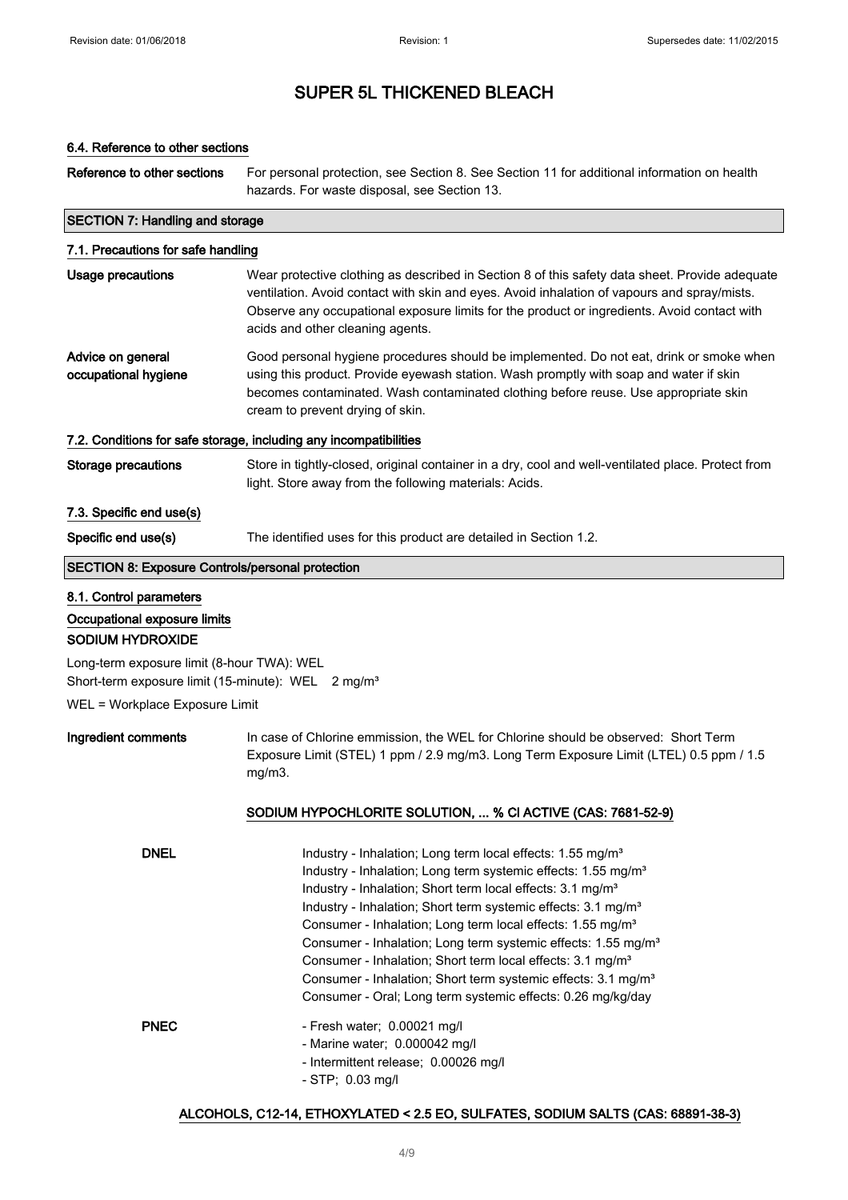# SUPER 5L THICKENED BLEACH

### 6.4. Reference to other sections

**Reference to other sections** For personal protection, see Section 8. See Section 11 for additional information on health hazards. For waste disposal, see Section 13.

## SECTION 7: Handling and storage

### 7.1. Precautions for safe handling

**Usage precautions** Wear protective clothing as described in Section 8 of this safety data sheet. Provide adequate ventilation. Avoid contact with skin and eyes. Avoid inhalation of vapours and spray/mists. Observe any occupational exposure limits for the product or ingredients. Avoid contact with acids and other cleaning agents.

**Advice on general occupational hygiene** Good personal hygiene procedures should be implemented. Do not eat, drink or smoke when using this product. Provide eyewash station. Wash promptly with soap and water if skin becomes contaminated. Wash contaminated clothing before reuse. Use appropriate skin cream to prevent drying of skin.

### 7.2. Conditions for safe storage, including any incompatibilities

**Storage precautions** Store in tightly-closed, original container in a dry, cool and well-ventilated place. Protect from light. Store away from the following materials: Acids.

### 7.3. Specific end use(s)

**Specific end use(s)** The identified uses for this product are detailed in Section 1.2.

## SECTION 8: Exposure Controls/personal protection

### 8.1. Control parameters

**Occupational exposure limits**

**SODIUM HYDROXIDE**

Long-term exposure limit (8-hour TWA): WEL
Short-term exposure limit (15-minute): WEL 2 mg/m³

WEL = Workplace Exposure Limit

**Ingredient comments** In case of Chlorine emmission, the WEL for Chlorine should be observed: Short Term Exposure Limit (STEL) 1 ppm / 2.9 mg/m3. Long Term Exposure Limit (LTEL) 0.5 ppm / 1.5 mg/m3.

**SODIUM HYPOCHLORITE SOLUTION, ... % Cl ACTIVE (CAS: 7681-52-9)**

**DNEL**
Industry - Inhalation; Long term local effects: 1.55 mg/m³
Industry - Inhalation; Long term systemic effects: 1.55 mg/m³
Industry - Inhalation; Short term local effects: 3.1 mg/m³
Industry - Inhalation; Short term systemic effects: 3.1 mg/m³
Consumer - Inhalation; Long term local effects: 1.55 mg/m³
Consumer - Inhalation; Long term systemic effects: 1.55 mg/m³
Consumer - Inhalation; Short term local effects: 3.1 mg/m³
Consumer - Inhalation; Short term systemic effects: 3.1 mg/m³
Consumer - Oral; Long term systemic effects: 0.26 mg/kg/day

**PNEC**
- Fresh water; 0.00021 mg/l
- Marine water; 0.000042 mg/l
- Intermittent release; 0.00026 mg/l
- STP; 0.03 mg/l

**ALCOHOLS, C12-14, ETHOXYLATED < 2.5 EO, SULFATES, SODIUM SALTS (CAS: 68891-38-3)**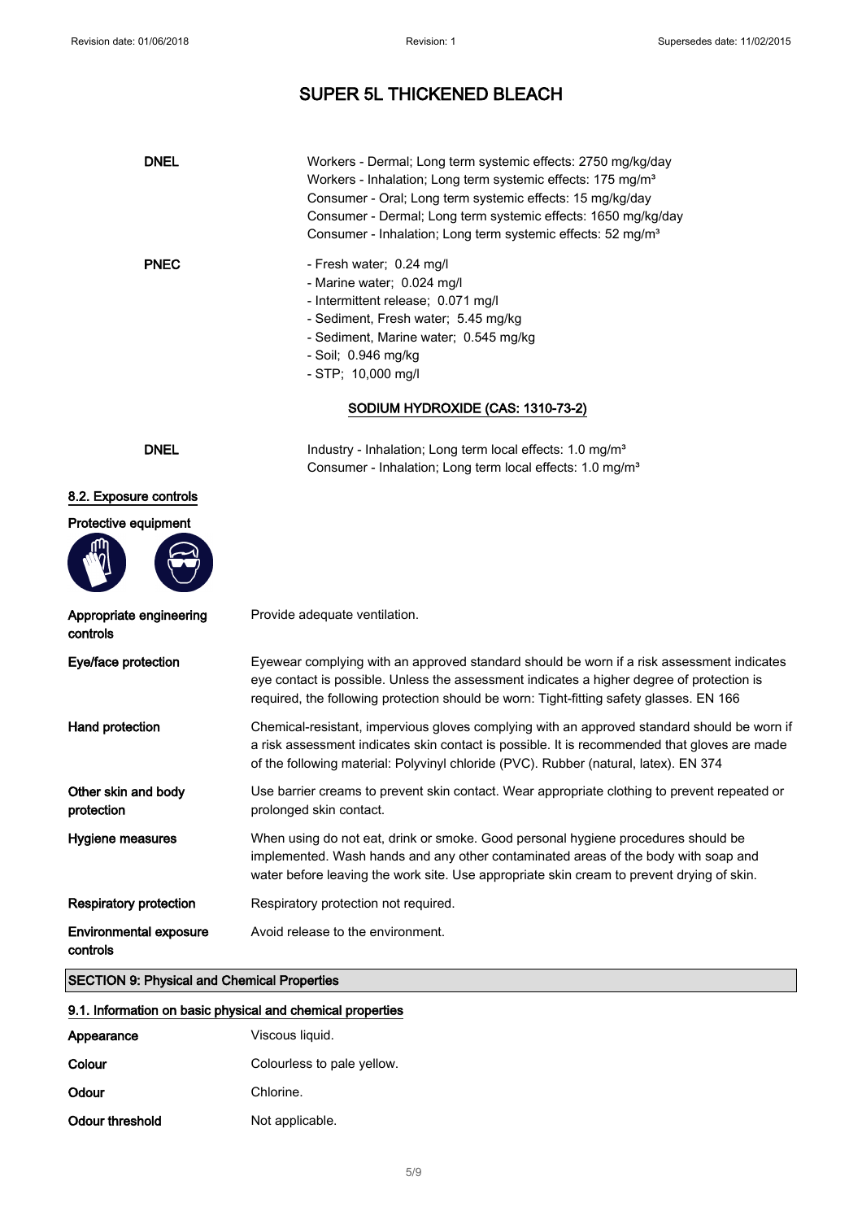# SUPER 5L THICKENED BLEACH

| | |
|---|---|
| **DNEL** | Workers - Dermal; Long term systemic effects: 2750 mg/kg/day<br>Workers - Inhalation; Long term systemic effects: 175 mg/m³<br>Consumer - Oral; Long term systemic effects: 15 mg/kg/day<br>Consumer - Dermal; Long term systemic effects: 1650 mg/kg/day<br>Consumer - Inhalation; Long term systemic effects: 52 mg/m³ |
| **PNEC** | - Fresh water; 0.24 mg/l<br>- Marine water; 0.024 mg/l<br>- Intermittent release; 0.071 mg/l<br>- Sediment, Fresh water; 5.45 mg/kg<br>- Sediment, Marine water; 0.545 mg/kg<br>- Soil; 0.946 mg/kg<br>- STP; 10,000 mg/l |

**SODIUM HYDROXIDE (CAS: 1310-73-2)**

| | |
|---|---|
| **DNEL** | Industry - Inhalation; Long term local effects: 1.0 mg/m³<br>Consumer - Inhalation; Long term local effects: 1.0 mg/m³ |

### 8.2. Exposure controls

**Protective equipment**

| | |
|---|---|
| **Appropriate engineering controls** | Provide adequate ventilation. |
| **Eye/face protection** | Eyewear complying with an approved standard should be worn if a risk assessment indicates eye contact is possible. Unless the assessment indicates a higher degree of protection is required, the following protection should be worn: Tight-fitting safety glasses. EN 166 |
| **Hand protection** | Chemical-resistant, impervious gloves complying with an approved standard should be worn if a risk assessment indicates skin contact is possible. It is recommended that gloves are made of the following material: Polyvinyl chloride (PVC). Rubber (natural, latex). EN 374 |
| **Other skin and body protection** | Use barrier creams to prevent skin contact. Wear appropriate clothing to prevent repeated or prolonged skin contact. |
| **Hygiene measures** | When using do not eat, drink or smoke. Good personal hygiene procedures should be implemented. Wash hands and any other contaminated areas of the body with soap and water before leaving the work site. Use appropriate skin cream to prevent drying of skin. |
| **Respiratory protection** | Respiratory protection not required. |
| **Environmental exposure controls** | Avoid release to the environment. |

## SECTION 9: Physical and Chemical Properties

### 9.1. Information on basic physical and chemical properties

| | |
|---|---|
| **Appearance** | Viscous liquid. |
| **Colour** | Colourless to pale yellow. |
| **Odour** | Chlorine. |
| **Odour threshold** | Not applicable. |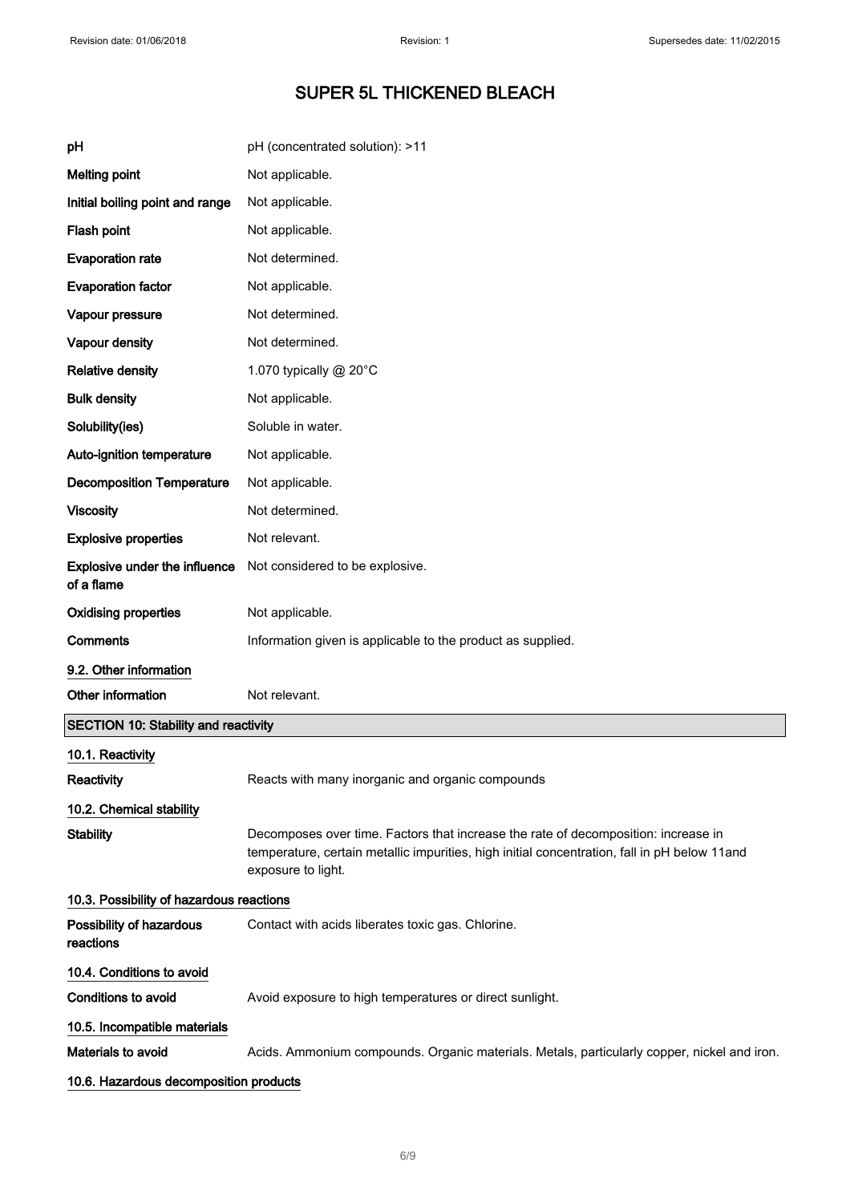| | |
|---|---|
| **pH** | pH (concentrated solution): >11 |
| **Melting point** | Not applicable. |
| **Initial boiling point and range** | Not applicable. |
| **Flash point** | Not applicable. |
| **Evaporation rate** | Not determined. |
| **Evaporation factor** | Not applicable. |
| **Vapour pressure** | Not determined. |
| **Vapour density** | Not determined. |
| **Relative density** | 1.070 typically @ 20°C |
| **Bulk density** | Not applicable. |
| **Solubility(ies)** | Soluble in water. |
| **Auto-ignition temperature** | Not applicable. |
| **Decomposition Temperature** | Not applicable. |
| **Viscosity** | Not determined. |
| **Explosive properties** | Not relevant. |
| **Explosive under the influence of a flame** | Not considered to be explosive. |
| **Oxidising properties** | Not applicable. |
| **Comments** | Information given is applicable to the product as supplied. |

### 9.2. Other information

**Other information** Not relevant.

## SECTION 10: Stability and reactivity

### 10.1. Reactivity

**Reactivity** Reacts with many inorganic and organic compounds

### 10.2. Chemical stability

**Stability** Decomposes over time. Factors that increase the rate of decomposition: increase in temperature, certain metallic impurities, high initial concentration, fall in pH below 11and exposure to light.

### 10.3. Possibility of hazardous reactions

**Possibility of hazardous reactions** Contact with acids liberates toxic gas. Chlorine.

### 10.4. Conditions to avoid

**Conditions to avoid** Avoid exposure to high temperatures or direct sunlight.

### 10.5. Incompatible materials

**Materials to avoid** Acids. Ammonium compounds. Organic materials. Metals, particularly copper, nickel and iron.

### 10.6. Hazardous decomposition products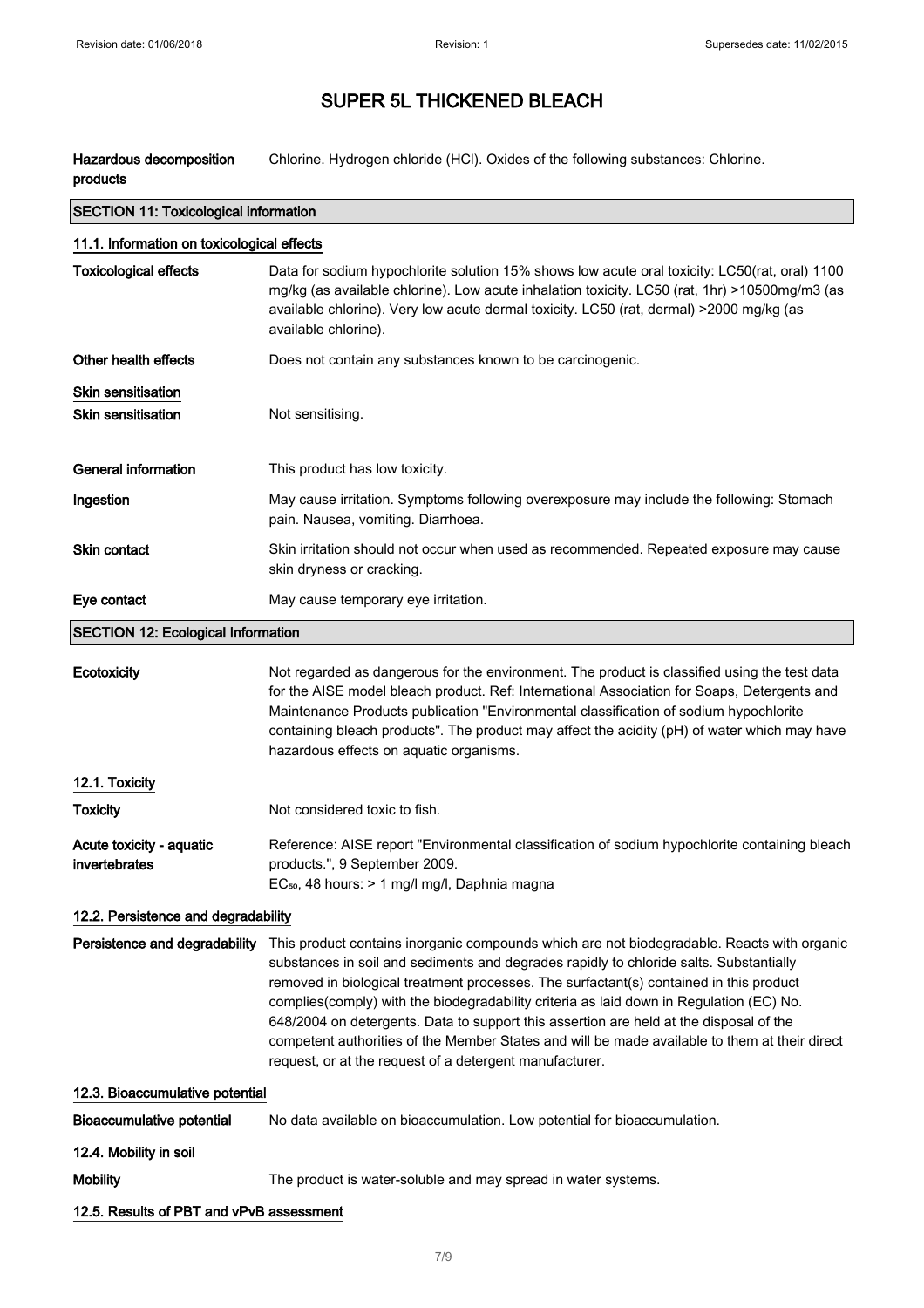# SUPER 5L THICKENED BLEACH

| | |
|---|---|
| **Hazardous decomposition products** | Chlorine. Hydrogen chloride (HCl). Oxides of the following substances: Chlorine. |

## SECTION 11: Toxicological information

### 11.1. Information on toxicological effects

| | |
|---|---|
| **Toxicological effects** | Data for sodium hypochlorite solution 15% shows low acute oral toxicity: LC50(rat, oral) 1100 mg/kg (as available chlorine). Low acute inhalation toxicity. LC50 (rat, 1hr) >10500mg/m3 (as available chlorine). Very low acute dermal toxicity. LC50 (rat, dermal) >2000 mg/kg (as available chlorine). |
| **Other health effects** | Does not contain any substances known to be carcinogenic. |

**Skin sensitisation**

| | |
|---|---|
| **Skin sensitisation** | Not sensitising. |
| **General information** | This product has low toxicity. |
| **Ingestion** | May cause irritation. Symptoms following overexposure may include the following: Stomach pain. Nausea, vomiting. Diarrhoea. |
| **Skin contact** | Skin irritation should not occur when used as recommended. Repeated exposure may cause skin dryness or cracking. |
| **Eye contact** | May cause temporary eye irritation. |

## SECTION 12: Ecological Information

| | |
|---|---|
| **Ecotoxicity** | Not regarded as dangerous for the environment. The product is classified using the test data for the AISE model bleach product. Ref: International Association for Soaps, Detergents and Maintenance Products publication "Environmental classification of sodium hypochlorite containing bleach products". The product may affect the acidity (pH) of water which may have hazardous effects on aquatic organisms. |

### 12.1. Toxicity

| | |
|---|---|
| **Toxicity** | Not considered toxic to fish. |
| **Acute toxicity - aquatic invertebrates** | Reference: AISE report "Environmental classification of sodium hypochlorite containing bleach products.", 9 September 2009. $EC_{50}$, 48 hours: > 1 mg/l mg/l, Daphnia magna |

### 12.2. Persistence and degradability

| | |
|---|---|
| **Persistence and degradability** | This product contains inorganic compounds which are not biodegradable. Reacts with organic substances in soil and sediments and degrades rapidly to chloride salts. Substantially removed in biological treatment processes. The surfactant(s) contained in this product complies(comply) with the biodegradability criteria as laid down in Regulation (EC) No. 648/2004 on detergents. Data to support this assertion are held at the disposal of the competent authorities of the Member States and will be made available to them at their direct request, or at the request of a detergent manufacturer. |

### 12.3. Bioaccumulative potential

| | |
|---|---|
| **Bioaccumulative potential** | No data available on bioaccumulation. Low potential for bioaccumulation. |

### 12.4. Mobility in soil

| | |
|---|---|
| **Mobility** | The product is water-soluble and may spread in water systems. |

### 12.5. Results of PBT and vPvB assessment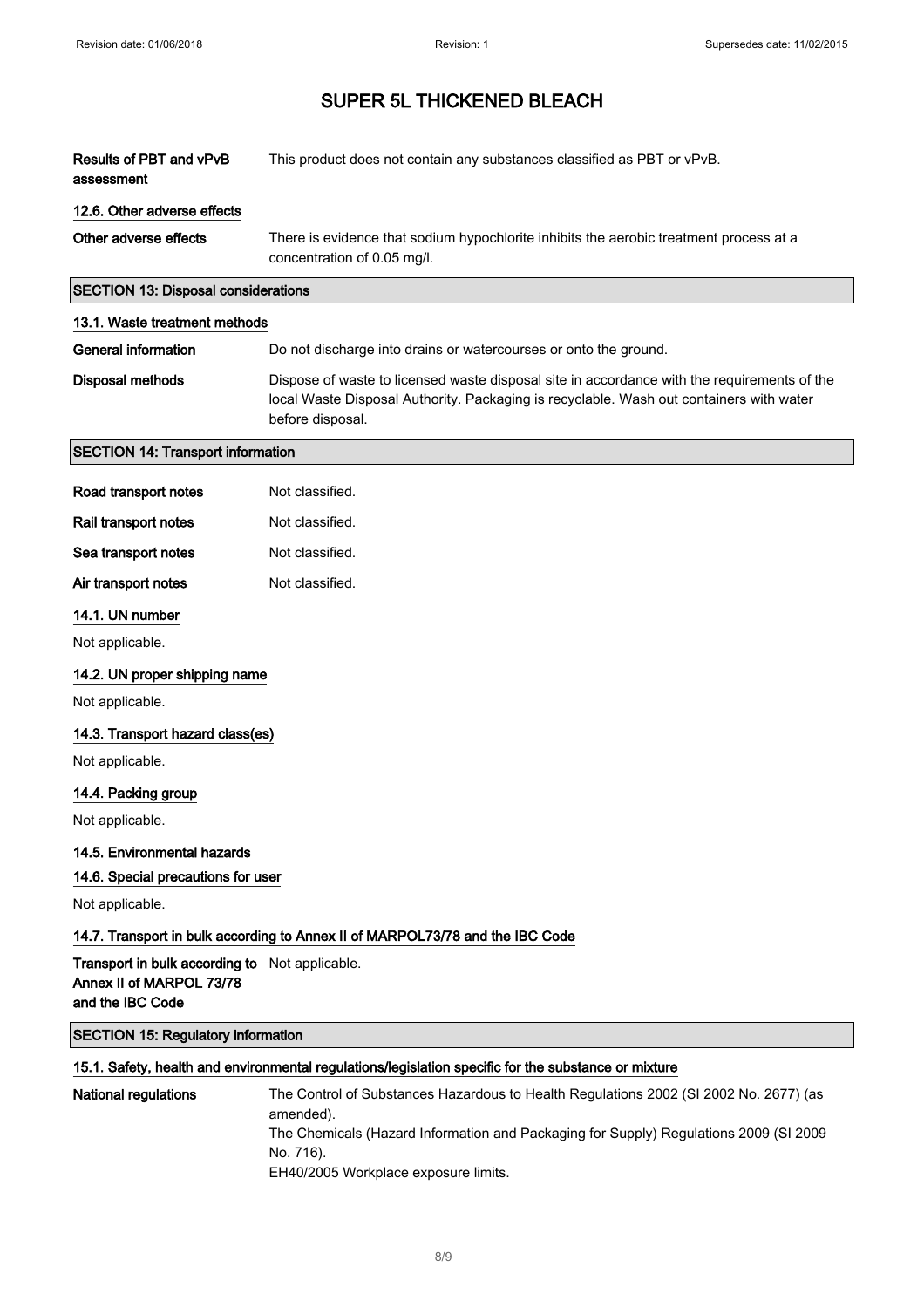# SUPER 5L THICKENED BLEACH

| | |
|---|---|
| **Results of PBT and vPvB assessment** | This product does not contain any substances classified as PBT or vPvB. |

### 12.6. Other adverse effects

| | |
|---|---|
| **Other adverse effects** | There is evidence that sodium hypochlorite inhibits the aerobic treatment process at a concentration of 0.05 mg/l. |

## SECTION 13: Disposal considerations

### 13.1. Waste treatment methods

| | |
|---|---|
| **General information** | Do not discharge into drains or watercourses or onto the ground. |
| **Disposal methods** | Dispose of waste to licensed waste disposal site in accordance with the requirements of the local Waste Disposal Authority. Packaging is recyclable. Wash out containers with water before disposal. |

## SECTION 14: Transport information

| | |
|---|---|
| **Road transport notes** | Not classified. |
| **Rail transport notes** | Not classified. |
| **Sea transport notes** | Not classified. |
| **Air transport notes** | Not classified. |

### 14.1. UN number

Not applicable.

### 14.2. UN proper shipping name

Not applicable.

### 14.3. Transport hazard class(es)

Not applicable.

### 14.4. Packing group

Not applicable.

### 14.5. Environmental hazards

### 14.6. Special precautions for user

Not applicable.

### 14.7. Transport in bulk according to Annex II of MARPOL73/78 and the IBC Code

| | |
|---|---|
| **Transport in bulk according to Annex II of MARPOL 73/78 and the IBC Code** | Not applicable. |

## SECTION 15: Regulatory information

### 15.1. Safety, health and environmental regulations/legislation specific for the substance or mixture

| | |
|---|---|
| **National regulations** | The Control of Substances Hazardous to Health Regulations 2002 (SI 2002 No. 2677) (as amended).<br>The Chemicals (Hazard Information and Packaging for Supply) Regulations 2009 (SI 2009 No. 716).<br>EH40/2005 Workplace exposure limits. |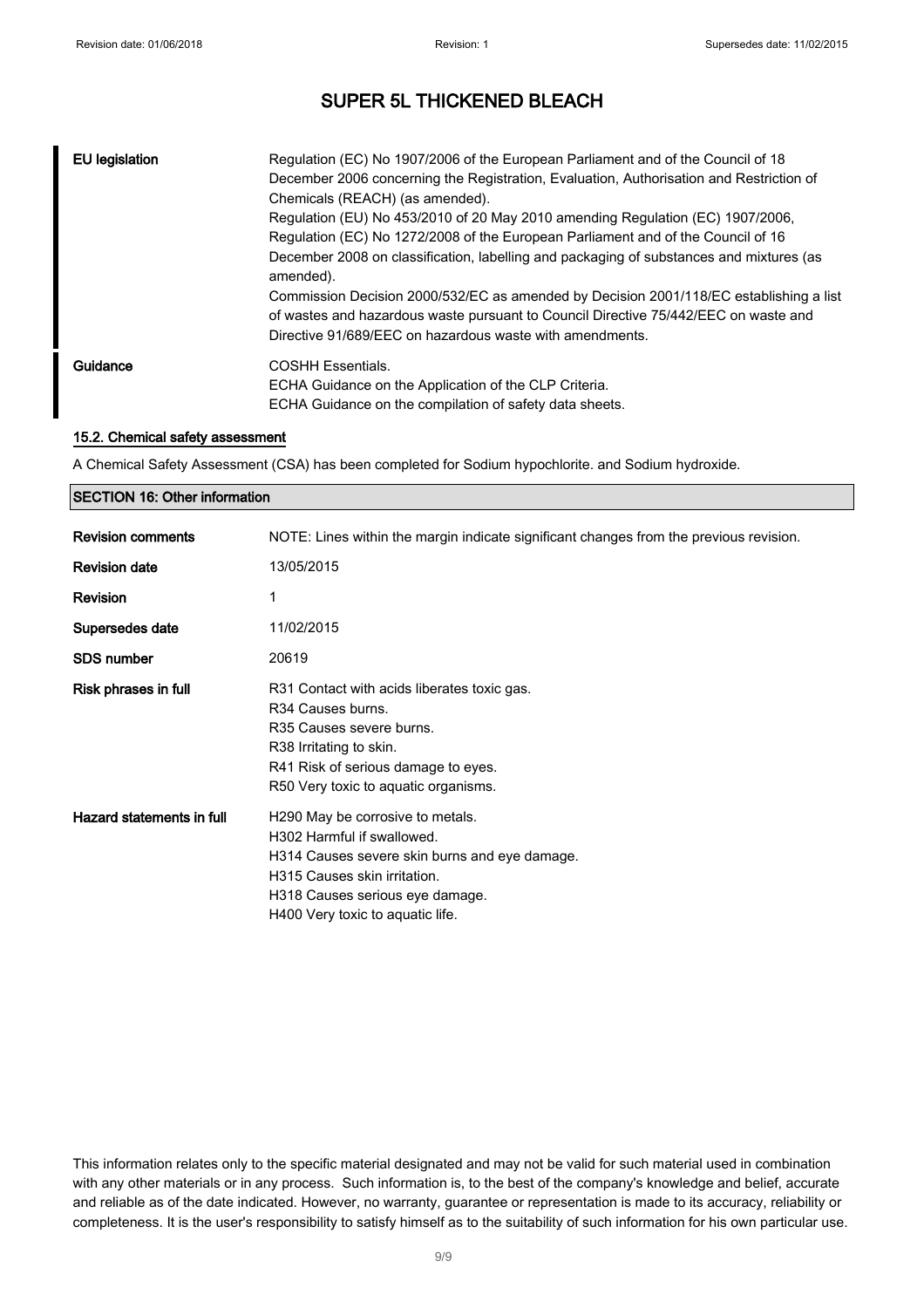| | |
|---|---|
| **EU legislation** | Regulation (EC) No 1907/2006 of the European Parliament and of the Council of 18 December 2006 concerning the Registration, Evaluation, Authorisation and Restriction of Chemicals (REACH) (as amended). Regulation (EU) No 453/2010 of 20 May 2010 amending Regulation (EC) 1907/2006, Regulation (EC) No 1272/2008 of the European Parliament and of the Council of 16 December 2008 on classification, labelling and packaging of substances and mixtures (as amended). Commission Decision 2000/532/EC as amended by Decision 2001/118/EC establishing a list of wastes and hazardous waste pursuant to Council Directive 75/442/EEC on waste and Directive 91/689/EEC on hazardous waste with amendments. |
| **Guidance** | COSHH Essentials. ECHA Guidance on the Application of the CLP Criteria. ECHA Guidance on the compilation of safety data sheets. |

### 15.2. Chemical safety assessment

A Chemical Safety Assessment (CSA) has been completed for Sodium hypochlorite. and Sodium hydroxide.

## SECTION 16: Other information

| | |
|---|---|
| **Revision comments** | NOTE: Lines within the margin indicate significant changes from the previous revision. |
| **Revision date** | 13/05/2015 |
| **Revision** | 1 |
| **Supersedes date** | 11/02/2015 |
| **SDS number** | 20619 |
| **Risk phrases in full** | R31 Contact with acids liberates toxic gas.<br>R34 Causes burns.<br>R35 Causes severe burns.<br>R38 Irritating to skin.<br>R41 Risk of serious damage to eyes.<br>R50 Very toxic to aquatic organisms. |
| **Hazard statements in full** | H290 May be corrosive to metals.<br>H302 Harmful if swallowed.<br>H314 Causes severe skin burns and eye damage.<br>H315 Causes skin irritation.<br>H318 Causes serious eye damage.<br>H400 Very toxic to aquatic life. |

This information relates only to the specific material designated and may not be valid for such material used in combination with any other materials or in any process. Such information is, to the best of the company's knowledge and belief, accurate and reliable as of the date indicated. However, no warranty, guarantee or representation is made to its accuracy, reliability or completeness. It is the user's responsibility to satisfy himself as to the suitability of such information for his own particular use.